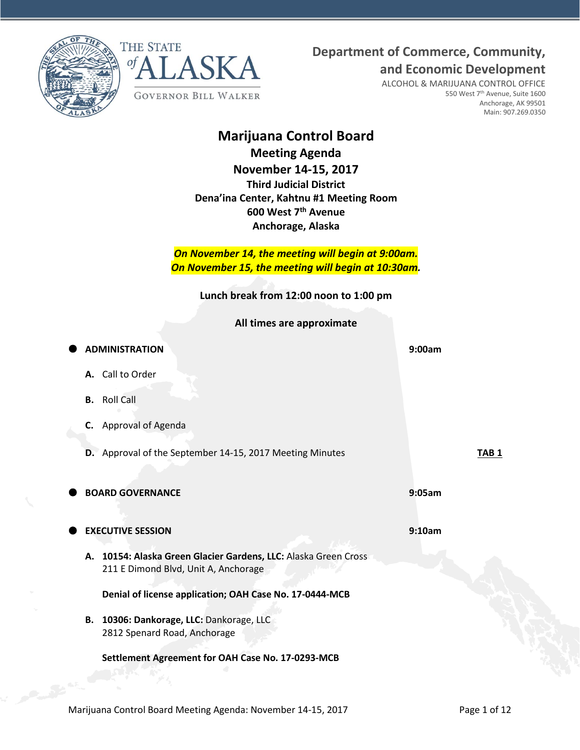THE STATE of ALASKA

GOVERNOR BILL WALKER

**Department of Commerce, Community, and Economic Development**

ALCOHOL & MARIJUANA CONTROL OFFICE
550 West 7th Avenue, Suite 1600
Anchorage, AK 99501
Main: 907.269.0350

# Marijuana Control Board

## Meeting Agenda

## November 14-15, 2017

**Third Judicial District**
**Dena'ina Center, Kahtnu #1 Meeting Room**
**600 West 7th Avenue**
**Anchorage, Alaska**

***On November 14, the meeting will begin at 9:00am.***
***On November 15, the meeting will begin at 10:30am.***

**Lunch break from 12:00 noon to 1:00 pm**

**All times are approximate**

- **ADMINISTRATION** — **9:00am**
  - **A.** Call to Order
  - **B.** Roll Call
  - **C.** Approval of Agenda
  - **D.** Approval of the September 14-15, 2017 Meeting Minutes — **TAB 1**

- **BOARD GOVERNANCE** — **9:05am**

- **EXECUTIVE SESSION** — **9:10am**
  - **A.** **10154: Alaska Green Glacier Gardens, LLC:** Alaska Green Cross
    211 E Dimond Blvd, Unit A, Anchorage

    **Denial of license application; OAH Case No. 17-0444-MCB**

  - **B.** **10306: Dankorage, LLC:** Dankorage, LLC
    2812 Spenard Road, Anchorage

    **Settlement Agreement for OAH Case No. 17-0293-MCB**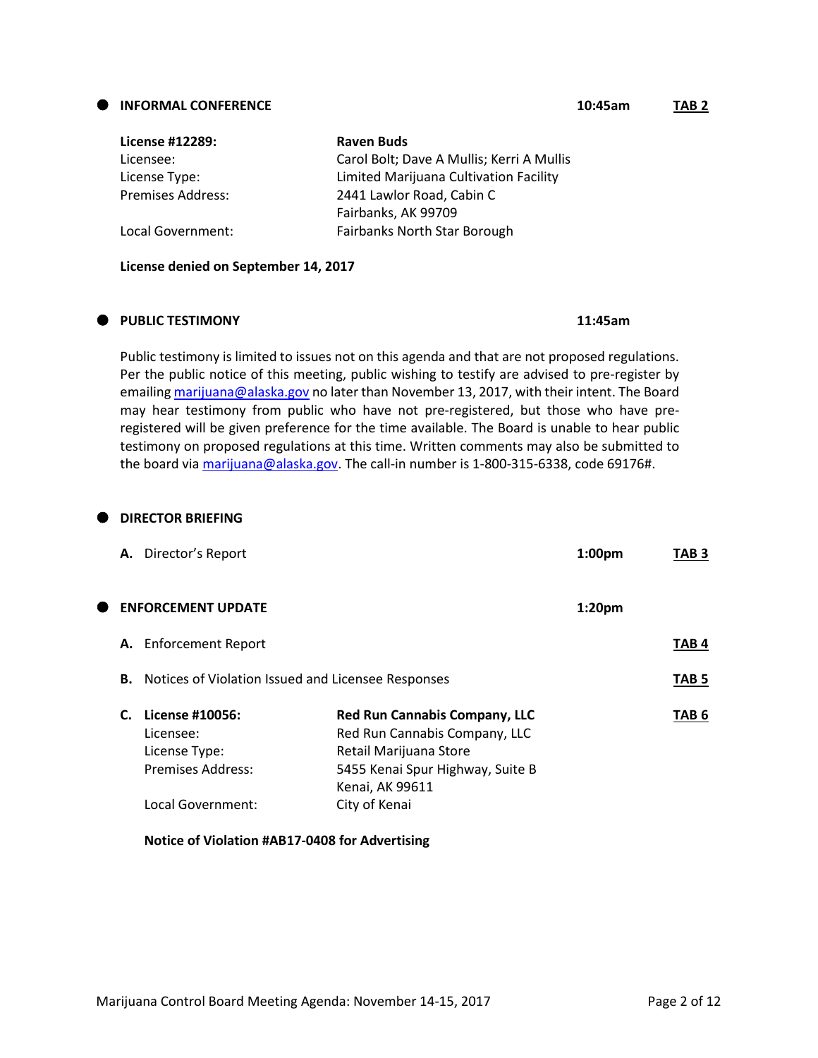## INFORMAL CONFERENCE — 10:45am — TAB 2

| | |
|---|---|
| **License #12289:** | **Raven Buds** |
| Licensee: | Carol Bolt; Dave A Mullis; Kerri A Mullis |
| License Type: | Limited Marijuana Cultivation Facility |
| Premises Address: | 2441 Lawlor Road, Cabin C<br>Fairbanks, AK 99709 |
| Local Government: | Fairbanks North Star Borough |

**License denied on September 14, 2017**

## PUBLIC TESTIMONY — 11:45am

Public testimony is limited to issues not on this agenda and that are not proposed regulations. Per the public notice of this meeting, public wishing to testify are advised to pre-register by emailing marijuana@alaska.gov no later than November 13, 2017, with their intent. The Board may hear testimony from public who have not pre-registered, but those who have pre-registered will be given preference for the time available. The Board is unable to hear public testimony on proposed regulations at this time. Written comments may also be submitted to the board via marijuana@alaska.gov. The call-in number is 1-800-315-6338, code 69176#.

## DIRECTOR BRIEFING

**A.** Director's Report — 1:00pm — TAB 3

## ENFORCEMENT UPDATE — 1:20pm

**A.** Enforcement Report — TAB 4

**B.** Notices of Violation Issued and Licensee Responses — TAB 5

**C.** TAB 6

| | |
|---|---|
| **License #10056:** | **Red Run Cannabis Company, LLC** |
| Licensee: | Red Run Cannabis Company, LLC |
| License Type: | Retail Marijuana Store |
| Premises Address: | 5455 Kenai Spur Highway, Suite B<br>Kenai, AK 99611 |
| Local Government: | City of Kenai |

**Notice of Violation #AB17-0408 for Advertising**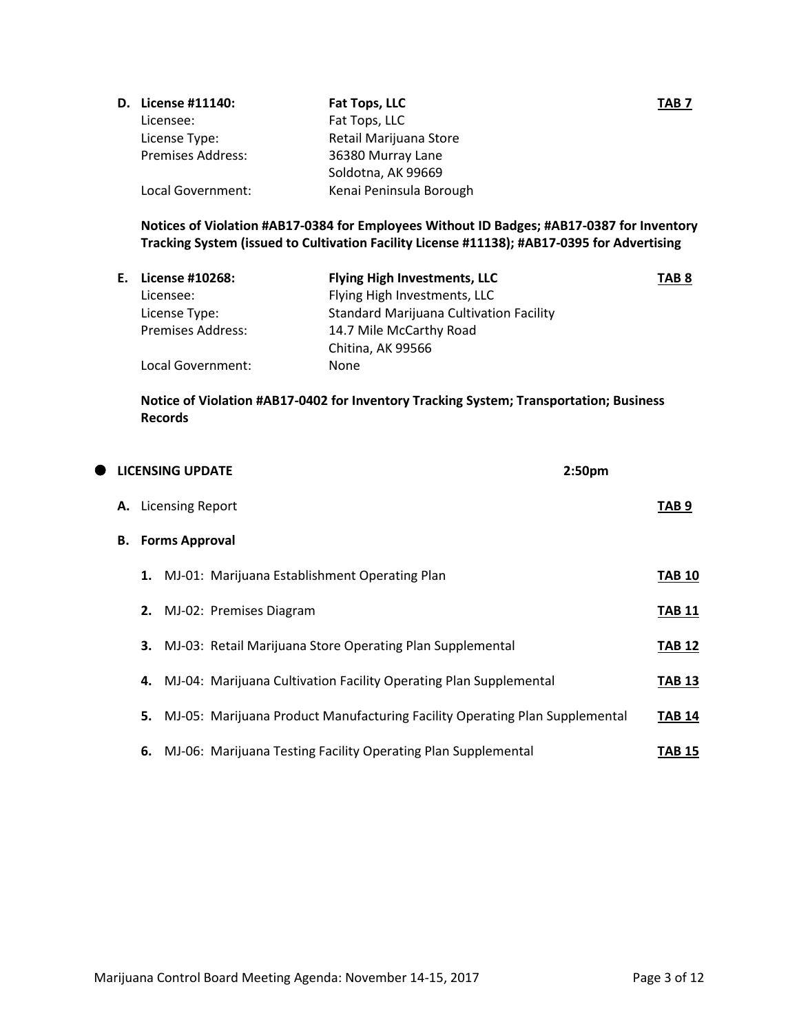**D. License #11140:** **Fat Tops, LLC** **TAB 7**

Licensee: Fat Tops, LLC
License Type: Retail Marijuana Store
Premises Address: 36380 Murray Lane
Soldotna, AK 99669
Local Government: Kenai Peninsula Borough

**Notices of Violation #AB17-0384 for Employees Without ID Badges; #AB17-0387 for Inventory Tracking System (issued to Cultivation Facility License #11138); #AB17-0395 for Advertising**

**E. License #10268:** **Flying High Investments, LLC** **TAB 8**

Licensee: Flying High Investments, LLC
License Type: Standard Marijuana Cultivation Facility
Premises Address: 14.7 Mile McCarthy Road
Chitina, AK 99566
Local Government: None

**Notice of Violation #AB17-0402 for Inventory Tracking System; Transportation; Business Records**

- **LICENSING UPDATE** **2:50pm**

**A.** Licensing Report **TAB 9**

**B. Forms Approval**

1. MJ-01: Marijuana Establishment Operating Plan **TAB 10**
2. MJ-02: Premises Diagram **TAB 11**
3. MJ-03: Retail Marijuana Store Operating Plan Supplemental **TAB 12**
4. MJ-04: Marijuana Cultivation Facility Operating Plan Supplemental **TAB 13**
5. MJ-05: Marijuana Product Manufacturing Facility Operating Plan Supplemental **TAB 14**
6. MJ-06: Marijuana Testing Facility Operating Plan Supplemental **TAB 15**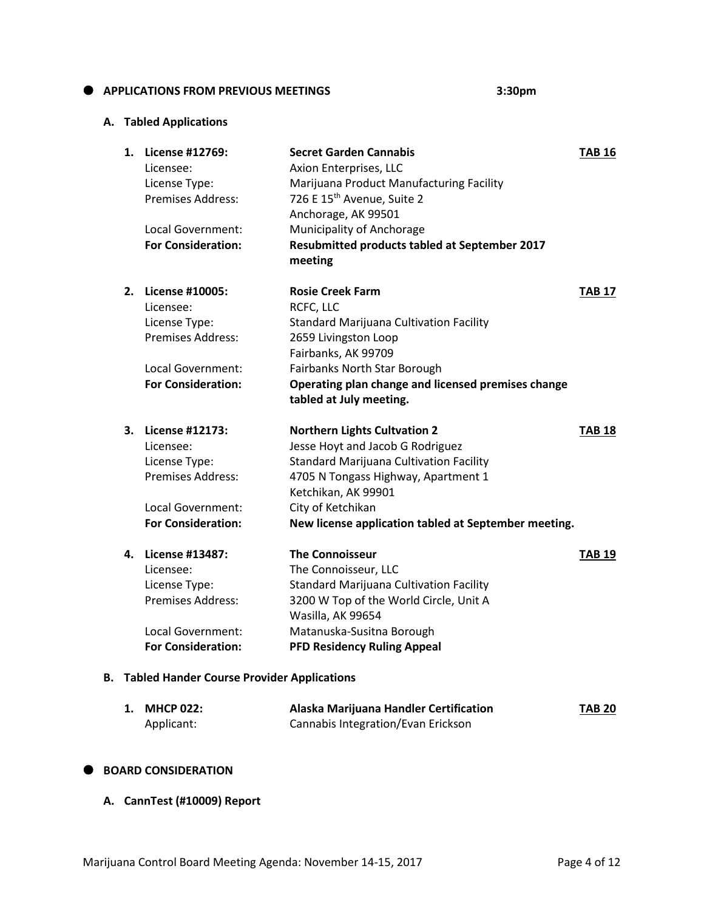## APPLICATIONS FROM PREVIOUS MEETINGS 3:30pm

### A. Tabled Applications

1. **License #12769:** **Secret Garden Cannabis** **TAB 16**
   Licensee: Axion Enterprises, LLC
   License Type: Marijuana Product Manufacturing Facility
   Premises Address: 726 E 15th Avenue, Suite 2
   Anchorage, AK 99501
   Local Government: Municipality of Anchorage
   **For Consideration:** **Resubmitted products tabled at September 2017 meeting**

2. **License #10005:** **Rosie Creek Farm** **TAB 17**
   Licensee: RCFC, LLC
   License Type: Standard Marijuana Cultivation Facility
   Premises Address: 2659 Livingston Loop
   Fairbanks, AK 99709
   Local Government: Fairbanks North Star Borough
   **For Consideration:** **Operating plan change and licensed premises change tabled at July meeting.**

3. **License #12173:** **Northern Lights Cultvation 2** **TAB 18**
   Licensee: Jesse Hoyt and Jacob G Rodriguez
   License Type: Standard Marijuana Cultivation Facility
   Premises Address: 4705 N Tongass Highway, Apartment 1
   Ketchikan, AK 99901
   Local Government: City of Ketchikan
   **For Consideration:** **New license application tabled at September meeting.**

4. **License #13487:** **The Connoisseur** **TAB 19**
   Licensee: The Connoisseur, LLC
   License Type: Standard Marijuana Cultivation Facility
   Premises Address: 3200 W Top of the World Circle, Unit A
   Wasilla, AK 99654
   Local Government: Matanuska-Susitna Borough
   **For Consideration:** **PFD Residency Ruling Appeal**

### B. Tabled Hander Course Provider Applications

1. **MHCP 022:** **Alaska Marijuana Handler Certification** **TAB 20**
   Applicant: Cannabis Integration/Evan Erickson

## BOARD CONSIDERATION

### A. CannTest (#10009) Report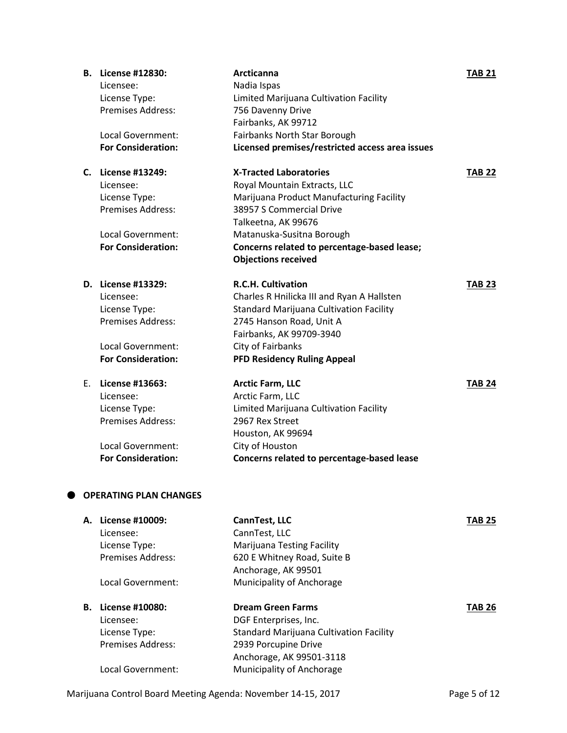**B. License #12830:** **Arcticanna** **TAB 21**

Licensee: Nadia Ispas
License Type: Limited Marijuana Cultivation Facility
Premises Address: 756 Davenny Drive
Fairbanks, AK 99712
Local Government: Fairbanks North Star Borough
**For Consideration:** **Licensed premises/restricted access area issues**

**C. License #13249:** **X-Tracted Laboratories** **TAB 22**

Licensee: Royal Mountain Extracts, LLC
License Type: Marijuana Product Manufacturing Facility
Premises Address: 38957 S Commercial Drive
Talkeetna, AK 99676
Local Government: Matanuska-Susitna Borough
**For Consideration:** **Concerns related to percentage-based lease; Objections received**

**D. License #13329:** **R.C.H. Cultivation** **TAB 23**

Licensee: Charles R Hnilicka III and Ryan A Hallsten
License Type: Standard Marijuana Cultivation Facility
Premises Address: 2745 Hanson Road, Unit A
Fairbanks, AK 99709-3940
Local Government: City of Fairbanks
**For Consideration:** **PFD Residency Ruling Appeal**

E. **License #13663:** **Arctic Farm, LLC** **TAB 24**

Licensee: Arctic Farm, LLC
License Type: Limited Marijuana Cultivation Facility
Premises Address: 2967 Rex Street
Houston, AK 99694
Local Government: City of Houston
**For Consideration:** **Concerns related to percentage-based lease**

- **OPERATING PLAN CHANGES**

**A. License #10009:** **CannTest, LLC** **TAB 25**

Licensee: CannTest, LLC
License Type: Marijuana Testing Facility
Premises Address: 620 E Whitney Road, Suite B
Anchorage, AK 99501
Local Government: Municipality of Anchorage

**B. License #10080:** **Dream Green Farms** **TAB 26**

Licensee: DGF Enterprises, Inc.
License Type: Standard Marijuana Cultivation Facility
Premises Address: 2939 Porcupine Drive
Anchorage, AK 99501-3118
Local Government: Municipality of Anchorage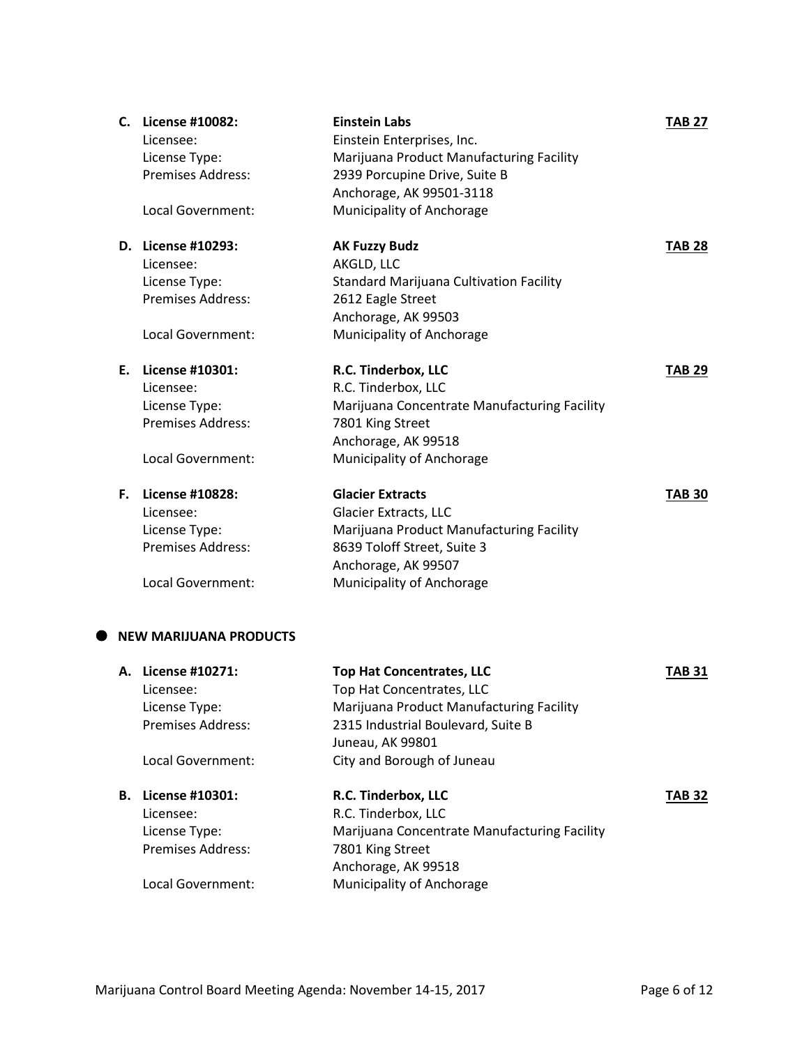**C. License #10082:** **Einstein Labs** **TAB 27**

Licensee: Einstein Enterprises, Inc.
License Type: Marijuana Product Manufacturing Facility
Premises Address: 2939 Porcupine Drive, Suite B
Anchorage, AK 99501-3118
Local Government: Municipality of Anchorage

**D. License #10293:** **AK Fuzzy Budz** **TAB 28**

Licensee: AKGLD, LLC
License Type: Standard Marijuana Cultivation Facility
Premises Address: 2612 Eagle Street
Anchorage, AK 99503
Local Government: Municipality of Anchorage

**E. License #10301:** **R.C. Tinderbox, LLC** **TAB 29**

Licensee: R.C. Tinderbox, LLC
License Type: Marijuana Concentrate Manufacturing Facility
Premises Address: 7801 King Street
Anchorage, AK 99518
Local Government: Municipality of Anchorage

**F. License #10828:** **Glacier Extracts** **TAB 30**

Licensee: Glacier Extracts, LLC
License Type: Marijuana Product Manufacturing Facility
Premises Address: 8639 Toloff Street, Suite 3
Anchorage, AK 99507
Local Government: Municipality of Anchorage

- **NEW MARIJUANA PRODUCTS**

**A. License #10271:** **Top Hat Concentrates, LLC** **TAB 31**

Licensee: Top Hat Concentrates, LLC
License Type: Marijuana Product Manufacturing Facility
Premises Address: 2315 Industrial Boulevard, Suite B
Juneau, AK 99801
Local Government: City and Borough of Juneau

**B. License #10301:** **R.C. Tinderbox, LLC** **TAB 32**

Licensee: R.C. Tinderbox, LLC
License Type: Marijuana Concentrate Manufacturing Facility
Premises Address: 7801 King Street
Anchorage, AK 99518
Local Government: Municipality of Anchorage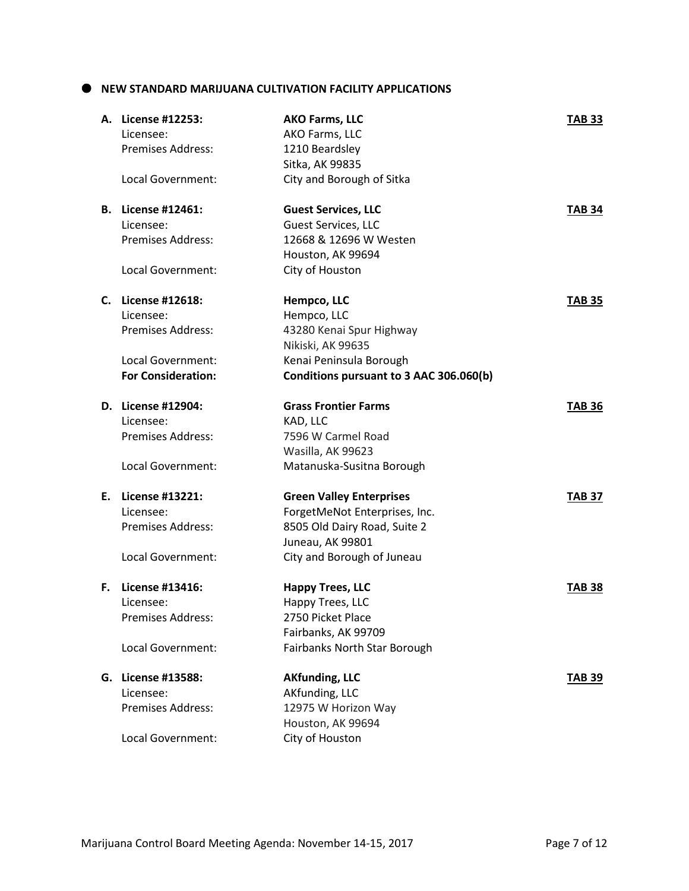## NEW STANDARD MARIJUANA CULTIVATION FACILITY APPLICATIONS

**A. License #12253:** **AKO Farms, LLC** **TAB 33**
Licensee: AKO Farms, LLC
Premises Address: 1210 Beardsley
Sitka, AK 99835
Local Government: City and Borough of Sitka

**B. License #12461:** **Guest Services, LLC** **TAB 34**
Licensee: Guest Services, LLC
Premises Address: 12668 & 12696 W Westen
Houston, AK 99694
Local Government: City of Houston

**C. License #12618:** **Hempco, LLC** **TAB 35**
Licensee: Hempco, LLC
Premises Address: 43280 Kenai Spur Highway
Nikiski, AK 99635
Local Government: Kenai Peninsula Borough
**For Consideration:** **Conditions pursuant to 3 AAC 306.060(b)**

**D. License #12904:** **Grass Frontier Farms** **TAB 36**
Licensee: KAD, LLC
Premises Address: 7596 W Carmel Road
Wasilla, AK 99623
Local Government: Matanuska-Susitna Borough

**E. License #13221:** **Green Valley Enterprises** **TAB 37**
Licensee: ForgetMeNot Enterprises, Inc.
Premises Address: 8505 Old Dairy Road, Suite 2
Juneau, AK 99801
Local Government: City and Borough of Juneau

**F. License #13416:** **Happy Trees, LLC** **TAB 38**
Licensee: Happy Trees, LLC
Premises Address: 2750 Picket Place
Fairbanks, AK 99709
Local Government: Fairbanks North Star Borough

**G. License #13588:** **AKfunding, LLC** **TAB 39**
Licensee: AKfunding, LLC
Premises Address: 12975 W Horizon Way
Houston, AK 99694
Local Government: City of Houston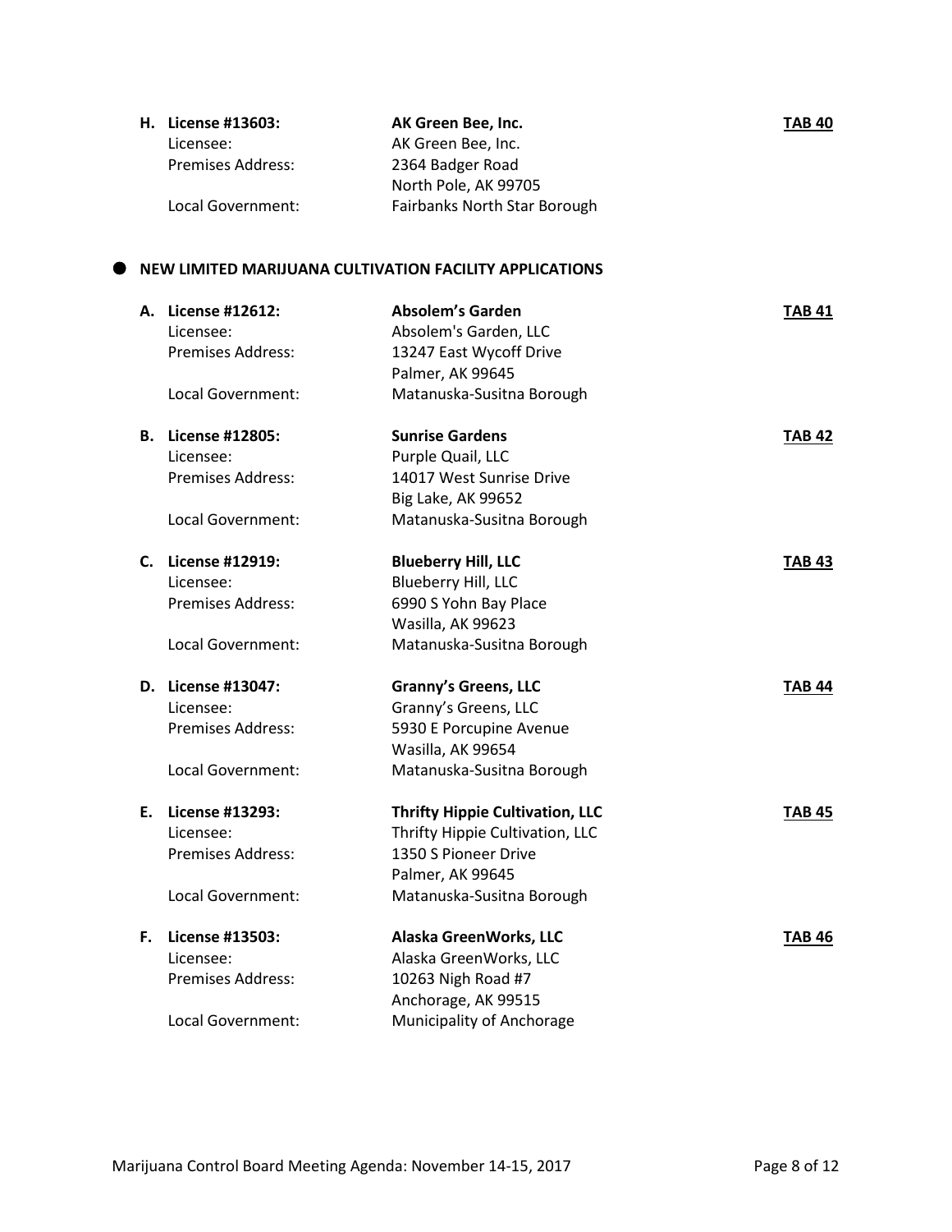**H. License #13603:** **AK Green Bee, Inc.** **TAB 40**

Licensee: AK Green Bee, Inc.
Premises Address: 2364 Badger Road
North Pole, AK 99705
Local Government: Fairbanks North Star Borough

- **NEW LIMITED MARIJUANA CULTIVATION FACILITY APPLICATIONS**

**A. License #12612:** **Absolem's Garden** **TAB 41**

Licensee: Absolem's Garden, LLC
Premises Address: 13247 East Wycoff Drive
Palmer, AK 99645
Local Government: Matanuska-Susitna Borough

**B. License #12805:** **Sunrise Gardens** **TAB 42**

Licensee: Purple Quail, LLC
Premises Address: 14017 West Sunrise Drive
Big Lake, AK 99652
Local Government: Matanuska-Susitna Borough

**C. License #12919:** **Blueberry Hill, LLC** **TAB 43**

Licensee: Blueberry Hill, LLC
Premises Address: 6990 S Yohn Bay Place
Wasilla, AK 99623
Local Government: Matanuska-Susitna Borough

**D. License #13047:** **Granny's Greens, LLC** **TAB 44**

Licensee: Granny's Greens, LLC
Premises Address: 5930 E Porcupine Avenue
Wasilla, AK 99654
Local Government: Matanuska-Susitna Borough

**E. License #13293:** **Thrifty Hippie Cultivation, LLC** **TAB 45**

Licensee: Thrifty Hippie Cultivation, LLC
Premises Address: 1350 S Pioneer Drive
Palmer, AK 99645
Local Government: Matanuska-Susitna Borough

**F. License #13503:** **Alaska GreenWorks, LLC** **TAB 46**

Licensee: Alaska GreenWorks, LLC
Premises Address: 10263 Nigh Road #7
Anchorage, AK 99515
Local Government: Municipality of Anchorage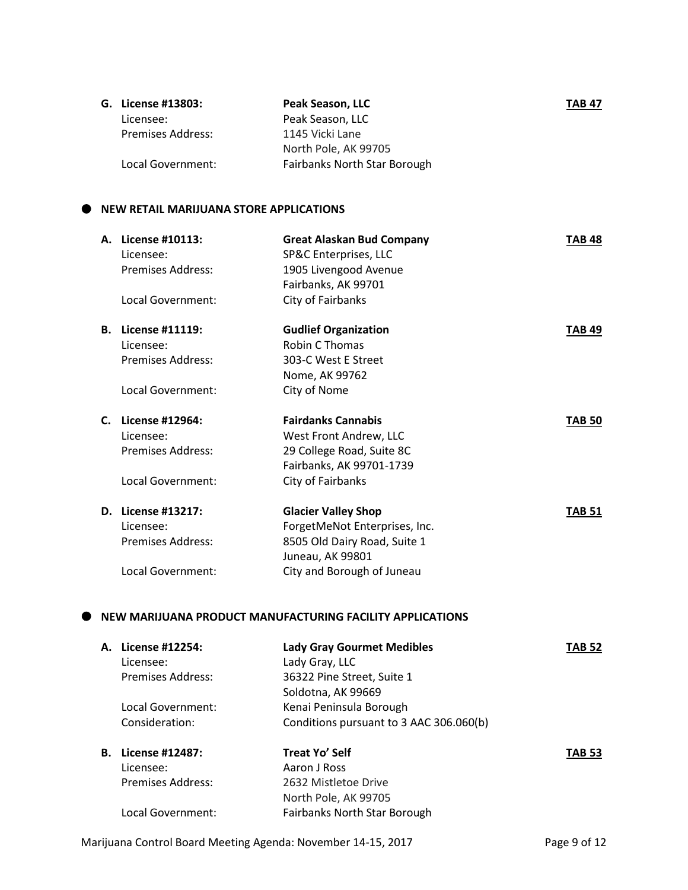**G. License #13803:** **Peak Season, LLC** **TAB 47**
Licensee: Peak Season, LLC
Premises Address: 1145 Vicki Lane
North Pole, AK 99705
Local Government: Fairbanks North Star Borough

- **NEW RETAIL MARIJUANA STORE APPLICATIONS**

**A. License #10113:** **Great Alaskan Bud Company** **TAB 48**
Licensee: SP&C Enterprises, LLC
Premises Address: 1905 Livengood Avenue
Fairbanks, AK 99701
Local Government: City of Fairbanks

**B. License #11119:** **Gudlief Organization** **TAB 49**
Licensee: Robin C Thomas
Premises Address: 303-C West E Street
Nome, AK 99762
Local Government: City of Nome

**C. License #12964:** **Fairdanks Cannabis** **TAB 50**
Licensee: West Front Andrew, LLC
Premises Address: 29 College Road, Suite 8C
Fairbanks, AK 99701-1739
Local Government: City of Fairbanks

**D. License #13217:** **Glacier Valley Shop** **TAB 51**
Licensee: ForgetMeNot Enterprises, Inc.
Premises Address: 8505 Old Dairy Road, Suite 1
Juneau, AK 99801
Local Government: City and Borough of Juneau

- **NEW MARIJUANA PRODUCT MANUFACTURING FACILITY APPLICATIONS**

**A. License #12254:** **Lady Gray Gourmet Medibles** **TAB 52**
Licensee: Lady Gray, LLC
Premises Address: 36322 Pine Street, Suite 1
Soldotna, AK 99669
Local Government: Kenai Peninsula Borough
Consideration: Conditions pursuant to 3 AAC 306.060(b)

**B. License #12487:** **Treat Yo' Self** **TAB 53**
Licensee: Aaron J Ross
Premises Address: 2632 Mistletoe Drive
North Pole, AK 99705
Local Government: Fairbanks North Star Borough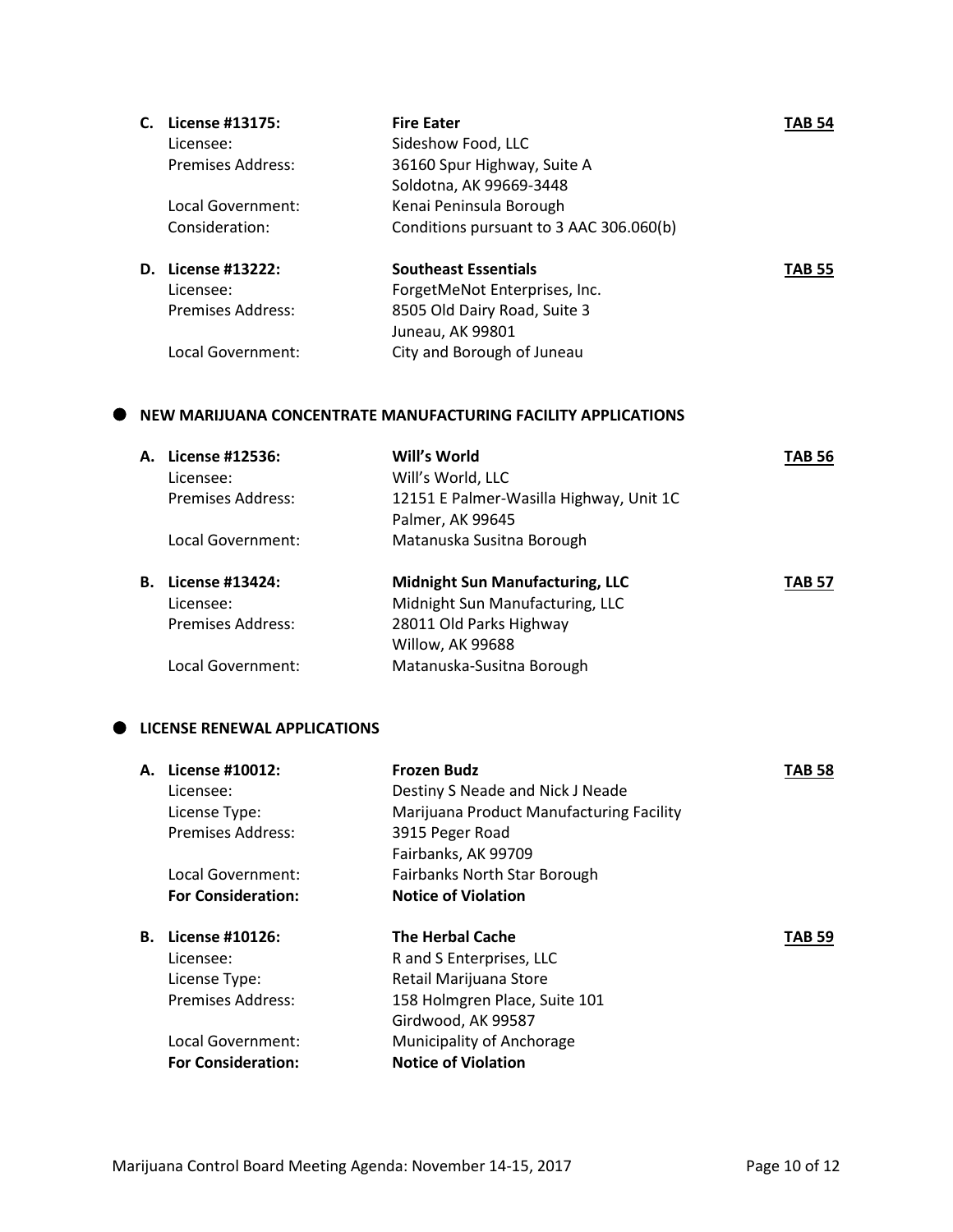**C. License #13175:** **Fire Eater** **TAB 54**

| | | |
|---|---|---|
| Licensee: | Sideshow Food, LLC | |
| Premises Address: | 36160 Spur Highway, Suite A<br>Soldotna, AK 99669-3448 | |
| Local Government: | Kenai Peninsula Borough | |
| Consideration: | Conditions pursuant to 3 AAC 306.060(b) | |

**D. License #13222:** **Southeast Essentials** **TAB 55**

| | | |
|---|---|---|
| Licensee: | ForgetMeNot Enterprises, Inc. | |
| Premises Address: | 8505 Old Dairy Road, Suite 3<br>Juneau, AK 99801 | |
| Local Government: | City and Borough of Juneau | |

- **NEW MARIJUANA CONCENTRATE MANUFACTURING FACILITY APPLICATIONS**

**A. License #12536:** **Will's World** **TAB 56**

| | | |
|---|---|---|
| Licensee: | Will's World, LLC | |
| Premises Address: | 12151 E Palmer-Wasilla Highway, Unit 1C<br>Palmer, AK 99645 | |
| Local Government: | Matanuska Susitna Borough | |

**B. License #13424:** **Midnight Sun Manufacturing, LLC** **TAB 57**

| | | |
|---|---|---|
| Licensee: | Midnight Sun Manufacturing, LLC | |
| Premises Address: | 28011 Old Parks Highway<br>Willow, AK 99688 | |
| Local Government: | Matanuska-Susitna Borough | |

- **LICENSE RENEWAL APPLICATIONS**

**A. License #10012:** **Frozen Budz** **TAB 58**

| | | |
|---|---|---|
| Licensee: | Destiny S Neade and Nick J Neade | |
| License Type: | Marijuana Product Manufacturing Facility | |
| Premises Address: | 3915 Peger Road<br>Fairbanks, AK 99709 | |
| Local Government: | Fairbanks North Star Borough | |
| **For Consideration:** | **Notice of Violation** | |

**B. License #10126:** **The Herbal Cache** **TAB 59**

| | | |
|---|---|---|
| Licensee: | R and S Enterprises, LLC | |
| License Type: | Retail Marijuana Store | |
| Premises Address: | 158 Holmgren Place, Suite 101<br>Girdwood, AK 99587 | |
| Local Government: | Municipality of Anchorage | |
| **For Consideration:** | **Notice of Violation** | |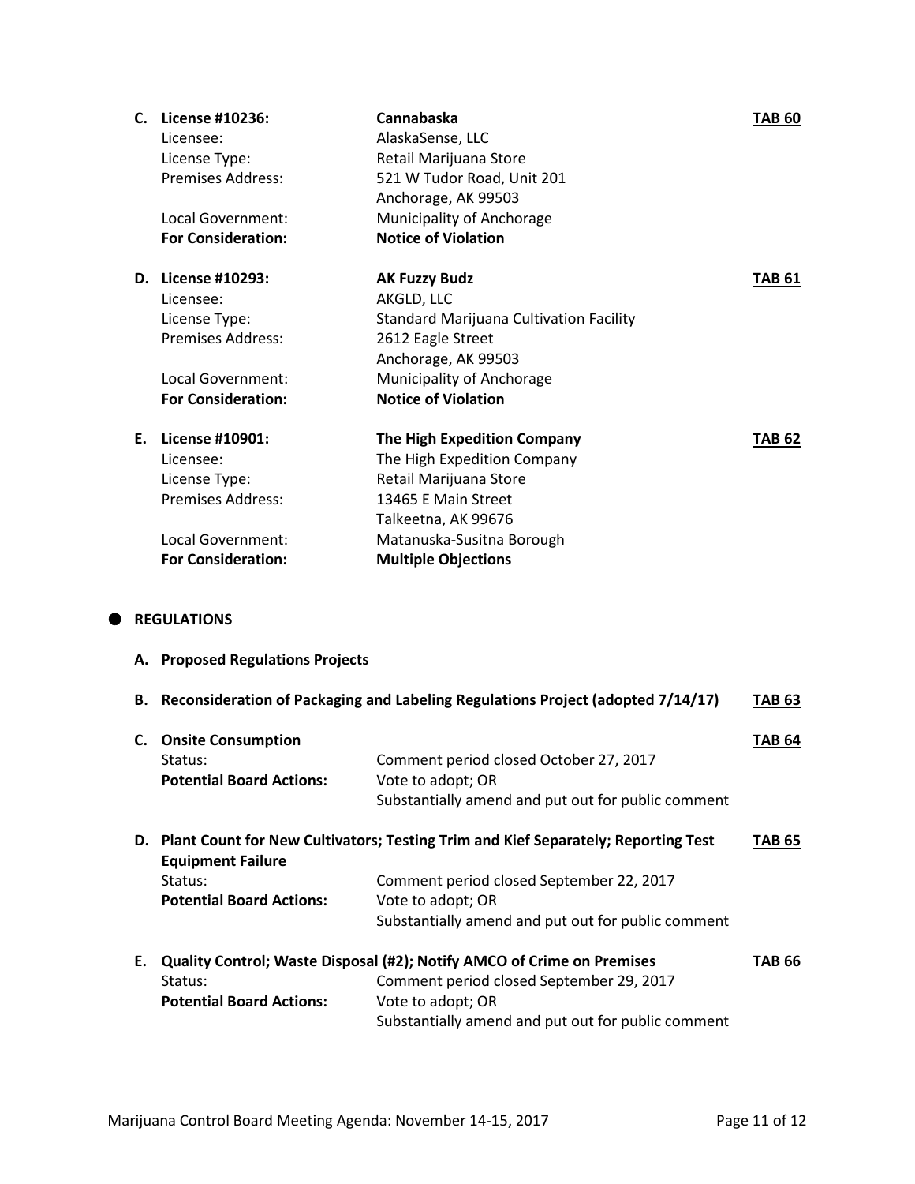**C. License #10236:** **Cannabaska** **TAB 60**

Licensee: AlaskaSense, LLC
License Type: Retail Marijuana Store
Premises Address: 521 W Tudor Road, Unit 201
Anchorage, AK 99503
Local Government: Municipality of Anchorage
**For Consideration:** **Notice of Violation**

**D. License #10293:** **AK Fuzzy Budz** **TAB 61**

Licensee: AKGLD, LLC
License Type: Standard Marijuana Cultivation Facility
Premises Address: 2612 Eagle Street
Anchorage, AK 99503
Local Government: Municipality of Anchorage
**For Consideration:** **Notice of Violation**

**E. License #10901:** **The High Expedition Company** **TAB 62**

Licensee: The High Expedition Company
License Type: Retail Marijuana Store
Premises Address: 13465 E Main Street
Talkeetna, AK 99676
Local Government: Matanuska-Susitna Borough
**For Consideration:** **Multiple Objections**

## ● REGULATIONS

**A. Proposed Regulations Projects**

**B. Reconsideration of Packaging and Labeling Regulations Project (adopted 7/14/17)** **TAB 63**

**C. Onsite Consumption** **TAB 64**

Status: Comment period closed October 27, 2017
**Potential Board Actions:** Vote to adopt; OR
Substantially amend and put out for public comment

**D. Plant Count for New Cultivators; Testing Trim and Kief Separately; Reporting Test Equipment Failure** **TAB 65**

Status: Comment period closed September 22, 2017
**Potential Board Actions:** Vote to adopt; OR
Substantially amend and put out for public comment

**E. Quality Control; Waste Disposal (#2); Notify AMCO of Crime on Premises** **TAB 66**

Status: Comment period closed September 29, 2017
**Potential Board Actions:** Vote to adopt; OR
Substantially amend and put out for public comment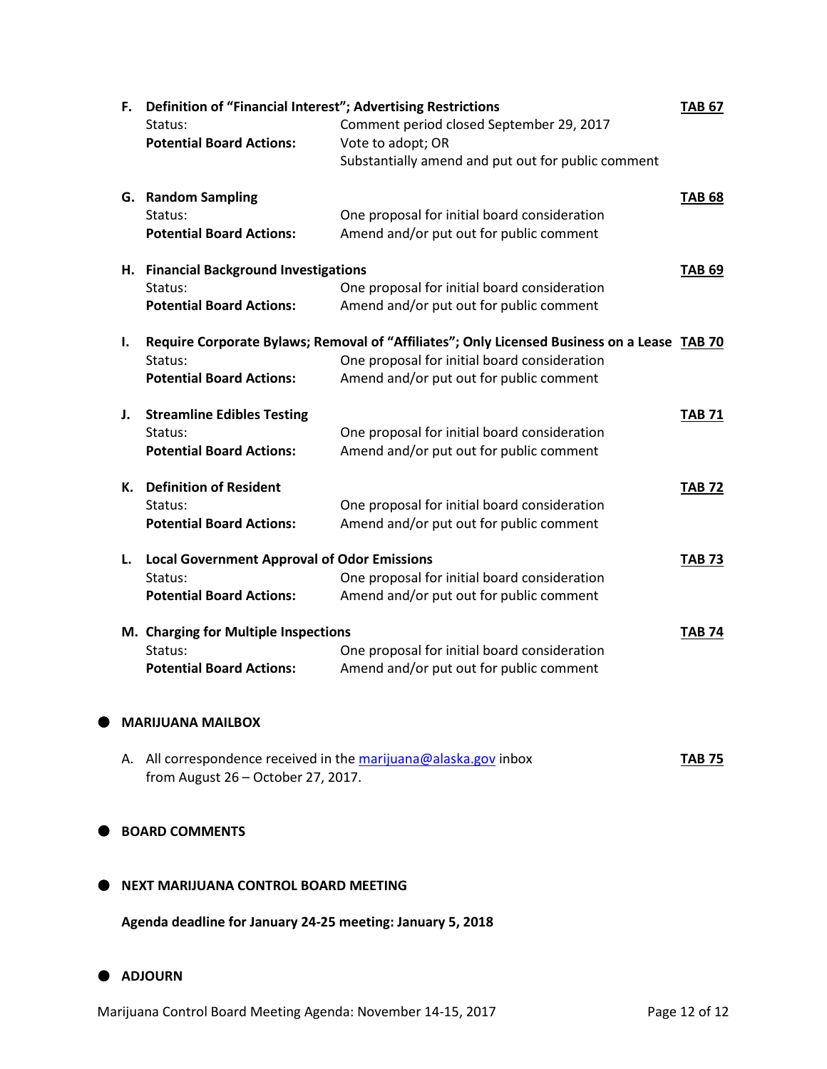**F. Definition of "Financial Interest"; Advertising Restrictions** **TAB 67**
Status: Comment period closed September 29, 2017
**Potential Board Actions:** Vote to adopt; OR
Substantially amend and put out for public comment

**G. Random Sampling** **TAB 68**
Status: One proposal for initial board consideration
**Potential Board Actions:** Amend and/or put out for public comment

**H. Financial Background Investigations** **TAB 69**
Status: One proposal for initial board consideration
**Potential Board Actions:** Amend and/or put out for public comment

**I. Require Corporate Bylaws; Removal of "Affiliates"; Only Licensed Business on a Lease** **TAB 70**
Status: One proposal for initial board consideration
**Potential Board Actions:** Amend and/or put out for public comment

**J. Streamline Edibles Testing** **TAB 71**
Status: One proposal for initial board consideration
**Potential Board Actions:** Amend and/or put out for public comment

**K. Definition of Resident** **TAB 72**
Status: One proposal for initial board consideration
**Potential Board Actions:** Amend and/or put out for public comment

**L. Local Government Approval of Odor Emissions** **TAB 73**
Status: One proposal for initial board consideration
**Potential Board Actions:** Amend and/or put out for public comment

**M. Charging for Multiple Inspections** **TAB 74**
Status: One proposal for initial board consideration
**Potential Board Actions:** Amend and/or put out for public comment

- **MARIJUANA MAILBOX**

A. All correspondence received in the marijuana@alaska.gov inbox from August 26 – October 27, 2017. **TAB 75**

- **BOARD COMMENTS**

- **NEXT MARIJUANA CONTROL BOARD MEETING**

**Agenda deadline for January 24-25 meeting: January 5, 2018**

- **ADJOURN**